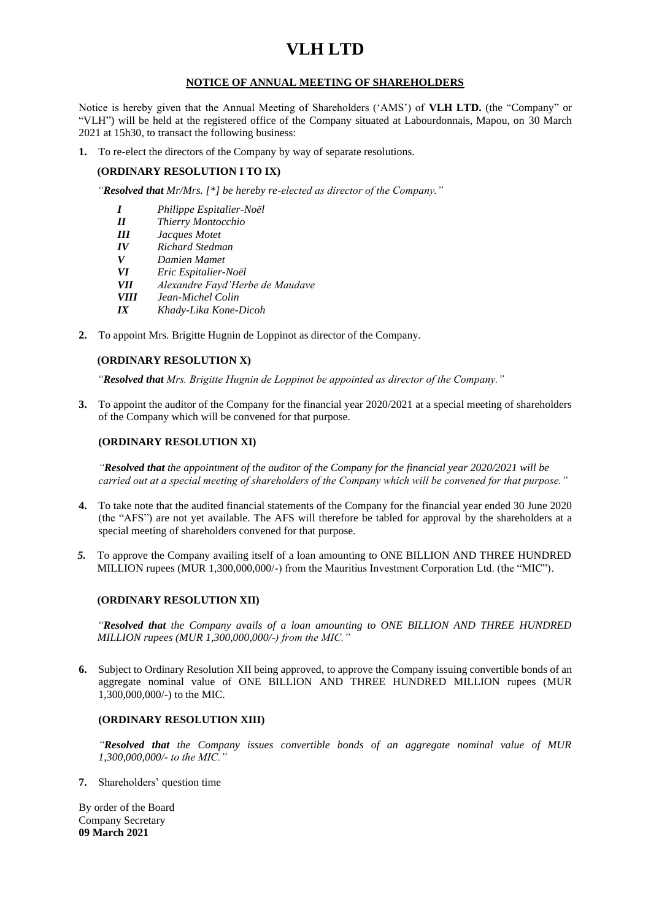# VLH LTD

## NOTICE OF ANNUAL MEETING OF SHAREHOLDERS

Notice is hereby given that the Annual Meeting of Shareholders ('AMS') of **VLH LTD.** (the "Company" or "VLH") will be held at the registered office of the Company situated at Labourdonnais, Mapou, on 30 March 2021 at 15h30, to transact the following business:

**1.** To re-elect the directors of the Company by way of separate resolutions.

**(ORDINARY RESOLUTION I TO IX)**

*"**Resolved that** Mr/Mrs. [*] be hereby re-elected as director of the Company."*

- ***I*** *Philippe Espitalier-Noël*
- ***II*** *Thierry Montocchio*
- ***III*** *Jacques Motet*
- ***IV*** *Richard Stedman*
- ***V*** *Damien Mamet*
- ***VI*** *Eric Espitalier-Noël*
- ***VII*** *Alexandre Fayd'Herbe de Maudave*
- ***VIII*** *Jean-Michel Colin*
- ***IX*** *Khady-Lika Kone-Dicoh*

**2.** To appoint Mrs. Brigitte Hugnin de Loppinot as director of the Company.

**(ORDINARY RESOLUTION X)**

*"**Resolved that** Mrs. Brigitte Hugnin de Loppinot be appointed as director of the Company."*

**3.** To appoint the auditor of the Company for the financial year 2020/2021 at a special meeting of shareholders of the Company which will be convened for that purpose.

**(ORDINARY RESOLUTION XI)**

*"**Resolved that** the appointment of the auditor of the Company for the financial year 2020/2021 will be carried out at a special meeting of shareholders of the Company which will be convened for that purpose."*

**4.** To take note that the audited financial statements of the Company for the financial year ended 30 June 2020 (the "AFS") are not yet available. The AFS will therefore be tabled for approval by the shareholders at a special meeting of shareholders convened for that purpose.

***5.*** To approve the Company availing itself of a loan amounting to ONE BILLION AND THREE HUNDRED MILLION rupees (MUR 1,300,000,000/-) from the Mauritius Investment Corporation Ltd. (the "MIC").

**(ORDINARY RESOLUTION XII)**

*"**Resolved that** the Company avails of a loan amounting to ONE BILLION AND THREE HUNDRED MILLION rupees (MUR 1,300,000,000/-) from the MIC."*

**6.** Subject to Ordinary Resolution XII being approved, to approve the Company issuing convertible bonds of an aggregate nominal value of ONE BILLION AND THREE HUNDRED MILLION rupees (MUR 1,300,000,000/-) to the MIC.

**(ORDINARY RESOLUTION XIII)**

*"**Resolved that** the Company issues convertible bonds of an aggregate nominal value of MUR 1,300,000,000/- to the MIC."*

**7.** Shareholders' question time

By order of the Board
Company Secretary
**09 March 2021**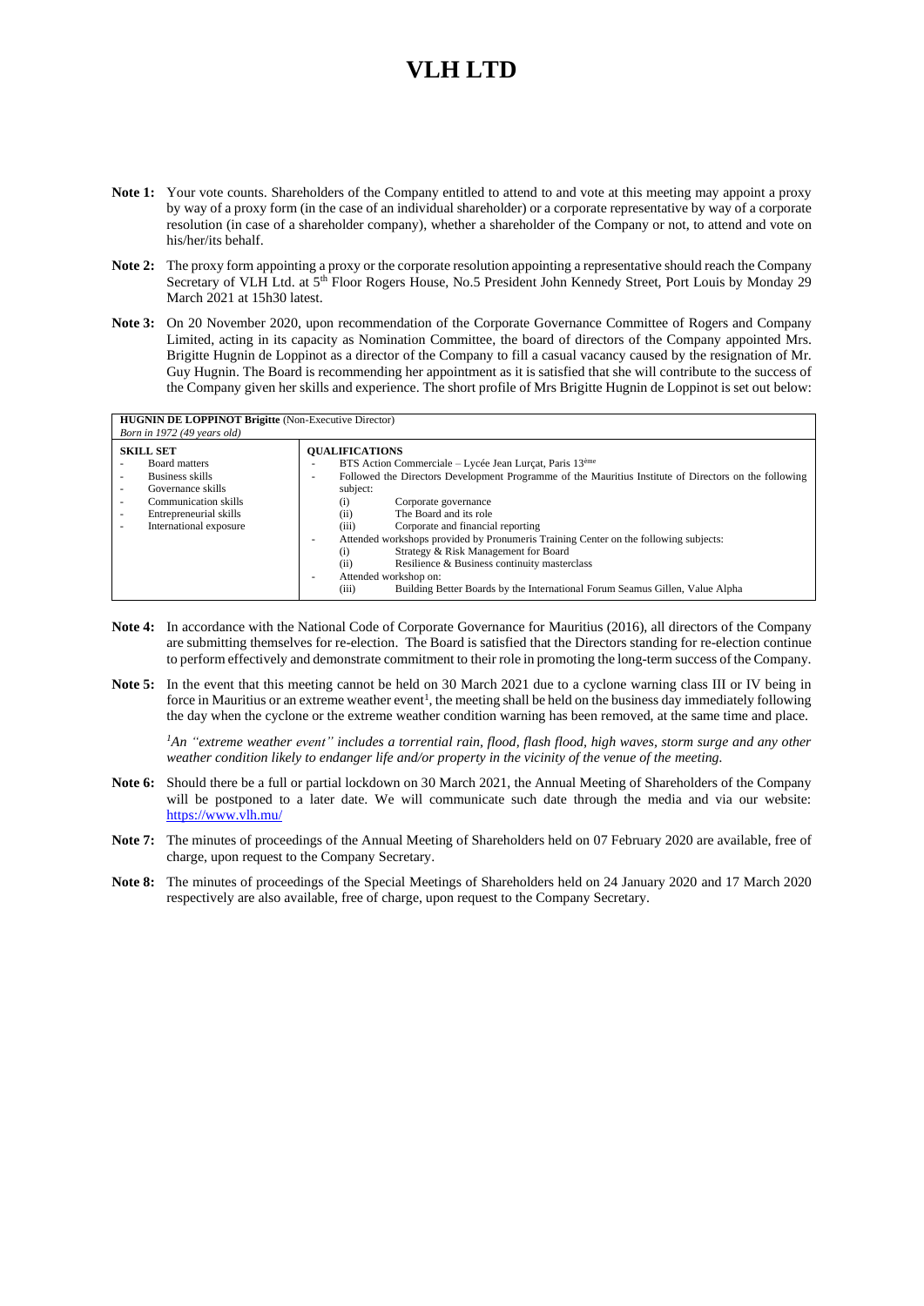# VLH LTD

**Note 1:** Your vote counts. Shareholders of the Company entitled to attend to and vote at this meeting may appoint a proxy by way of a proxy form (in the case of an individual shareholder) or a corporate representative by way of a corporate resolution (in case of a shareholder company), whether a shareholder of the Company or not, to attend and vote on his/her/its behalf.

**Note 2:** The proxy form appointing a proxy or the corporate resolution appointing a representative should reach the Company Secretary of VLH Ltd. at 5th Floor Rogers House, No.5 President John Kennedy Street, Port Louis by Monday 29 March 2021 at 15h30 latest.

**Note 3:** On 20 November 2020, upon recommendation of the Corporate Governance Committee of Rogers and Company Limited, acting in its capacity as Nomination Committee, the board of directors of the Company appointed Mrs. Brigitte Hugnin de Loppinot as a director of the Company to fill a casual vacancy caused by the resignation of Mr. Guy Hugnin. The Board is recommending her appointment as it is satisfied that she will contribute to the success of the Company given her skills and experience. The short profile of Mrs Brigitte Hugnin de Loppinot is set out below:

| **HUGNIN DE LOPPINOT Brigitte** (Non-Executive Director)<br>*Born in 1972 (49 years old)* | |
|---|---|
| **SKILL SET** | **QUALIFICATIONS** |
| - Board matters<br>- Business skills<br>- Governance skills<br>- Communication skills<br>- Entrepreneurial skills<br>- International exposure | - BTS Action Commerciale – Lycée Jean Lurçat, Paris 13ème<br>- Followed the Directors Development Programme of the Mauritius Institute of Directors on the following subject:<br>(i) Corporate governance<br>(ii) The Board and its role<br>(iii) Corporate and financial reporting<br>- Attended workshops provided by Pronumeris Training Center on the following subjects:<br>(i) Strategy & Risk Management for Board<br>(ii) Resilience & Business continuity masterclass<br>- Attended workshop on:<br>(iii) Building Better Boards by the International Forum Seamus Gillen, Value Alpha |

**Note 4:** In accordance with the National Code of Corporate Governance for Mauritius (2016), all directors of the Company are submitting themselves for re-election. The Board is satisfied that the Directors standing for re-election continue to perform effectively and demonstrate commitment to their role in promoting the long-term success of the Company.

**Note 5:** In the event that this meeting cannot be held on 30 March 2021 due to a cyclone warning class III or IV being in force in Mauritius or an extreme weather event[1], the meeting shall be held on the business day immediately following the day when the cyclone or the extreme weather condition warning has been removed, at the same time and place.

*[1]An "extreme weather event" includes a torrential rain, flood, flash flood, high waves, storm surge and any other weather condition likely to endanger life and/or property in the vicinity of the venue of the meeting.*

**Note 6:** Should there be a full or partial lockdown on 30 March 2021, the Annual Meeting of Shareholders of the Company will be postponed to a later date. We will communicate such date through the media and via our website: https://www.vlh.mu/

**Note 7:** The minutes of proceedings of the Annual Meeting of Shareholders held on 07 February 2020 are available, free of charge, upon request to the Company Secretary.

**Note 8:** The minutes of proceedings of the Special Meetings of Shareholders held on 24 January 2020 and 17 March 2020 respectively are also available, free of charge, upon request to the Company Secretary.